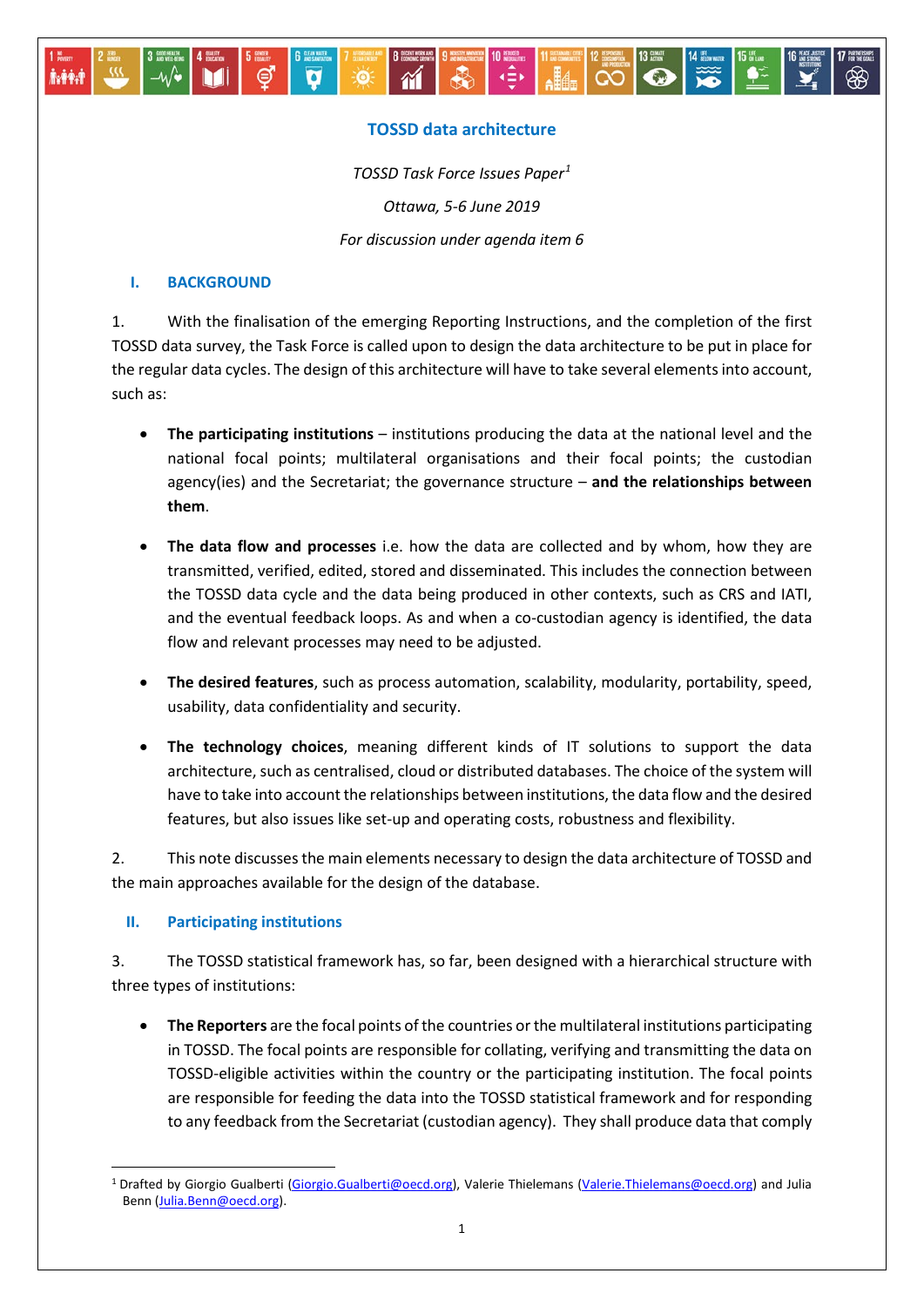# TOSSD data architecture

*TOSSD Task Force Issues Paper*[1]

*Ottawa, 5-6 June 2019*

*For discussion under agenda item 6*

## I. BACKGROUND

1. With the finalisation of the emerging Reporting Instructions, and the completion of the first TOSSD data survey, the Task Force is called upon to design the data architecture to be put in place for the regular data cycles. The design of this architecture will have to take several elements into account, such as:

- **The participating institutions** – institutions producing the data at the national level and the national focal points; multilateral organisations and their focal points; the custodian agency(ies) and the Secretariat; the governance structure – **and the relationships between them**.

- **The data flow and processes** i.e. how the data are collected and by whom, how they are transmitted, verified, edited, stored and disseminated. This includes the connection between the TOSSD data cycle and the data being produced in other contexts, such as CRS and IATI, and the eventual feedback loops. As and when a co-custodian agency is identified, the data flow and relevant processes may need to be adjusted.

- **The desired features**, such as process automation, scalability, modularity, portability, speed, usability, data confidentiality and security.

- **The technology choices**, meaning different kinds of IT solutions to support the data architecture, such as centralised, cloud or distributed databases. The choice of the system will have to take into account the relationships between institutions, the data flow and the desired features, but also issues like set-up and operating costs, robustness and flexibility.

2. This note discusses the main elements necessary to design the data architecture of TOSSD and the main approaches available for the design of the database.

## II. Participating institutions

3. The TOSSD statistical framework has, so far, been designed with a hierarchical structure with three types of institutions:

- **The Reporters** are the focal points of the countries or the multilateral institutions participating in TOSSD. The focal points are responsible for collating, verifying and transmitting the data on TOSSD-eligible activities within the country or the participating institution. The focal points are responsible for feeding the data into the TOSSD statistical framework and for responding to any feedback from the Secretariat (custodian agency). They shall produce data that comply

[1] Drafted by Giorgio Gualberti (Giorgio.Gualberti@oecd.org), Valerie Thielemans (Valerie.Thielemans@oecd.org) and Julia Benn (Julia.Benn@oecd.org).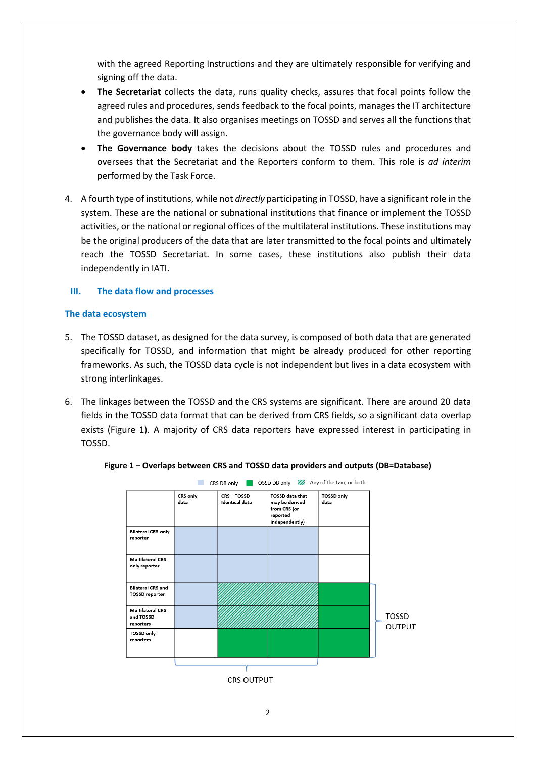with the agreed Reporting Instructions and they are ultimately responsible for verifying and signing off the data.

- **The Secretariat** collects the data, runs quality checks, assures that focal points follow the agreed rules and procedures, sends feedback to the focal points, manages the IT architecture and publishes the data. It also organises meetings on TOSSD and serves all the functions that the governance body will assign.
- **The Governance body** takes the decisions about the TOSSD rules and procedures and oversees that the Secretariat and the Reporters conform to them. This role is *ad interim* performed by the Task Force.

4. A fourth type of institutions, while not *directly* participating in TOSSD, have a significant role in the system. These are the national or subnational institutions that finance or implement the TOSSD activities, or the national or regional offices of the multilateral institutions. These institutions may be the original producers of the data that are later transmitted to the focal points and ultimately reach the TOSSD Secretariat. In some cases, these institutions also publish their data independently in IATI.

## III. The data flow and processes

### The data ecosystem

5. The TOSSD dataset, as designed for the data survey, is composed of both data that are generated specifically for TOSSD, and information that might be already produced for other reporting frameworks. As such, the TOSSD data cycle is not independent but lives in a data ecosystem with strong interlinkages.

6. The linkages between the TOSSD and the CRS systems are significant. There are around 20 data fields in the TOSSD data format that can be derived from CRS fields, so a significant data overlap exists (Figure 1). A majority of CRS data reporters have expressed interest in participating in TOSSD.

**Figure 1 – Overlaps between CRS and TOSSD data providers and outputs (DB=Database)**

CRS DB only
TOSSD DB only
Any of the two, or both

CRS only data
CRS – TOSSD Identical data
TOSSD data that may be derived from CRS (or reported independently)
TOSSD only data

Bilateral CRS-only reporter
Multilateral CRS only reporter
Bilateral CRS and TOSSD reporter
Multilateral CRS and TOSSD reporters
TOSSD only reporters

TOSSD OUTPUT

CRS OUTPUT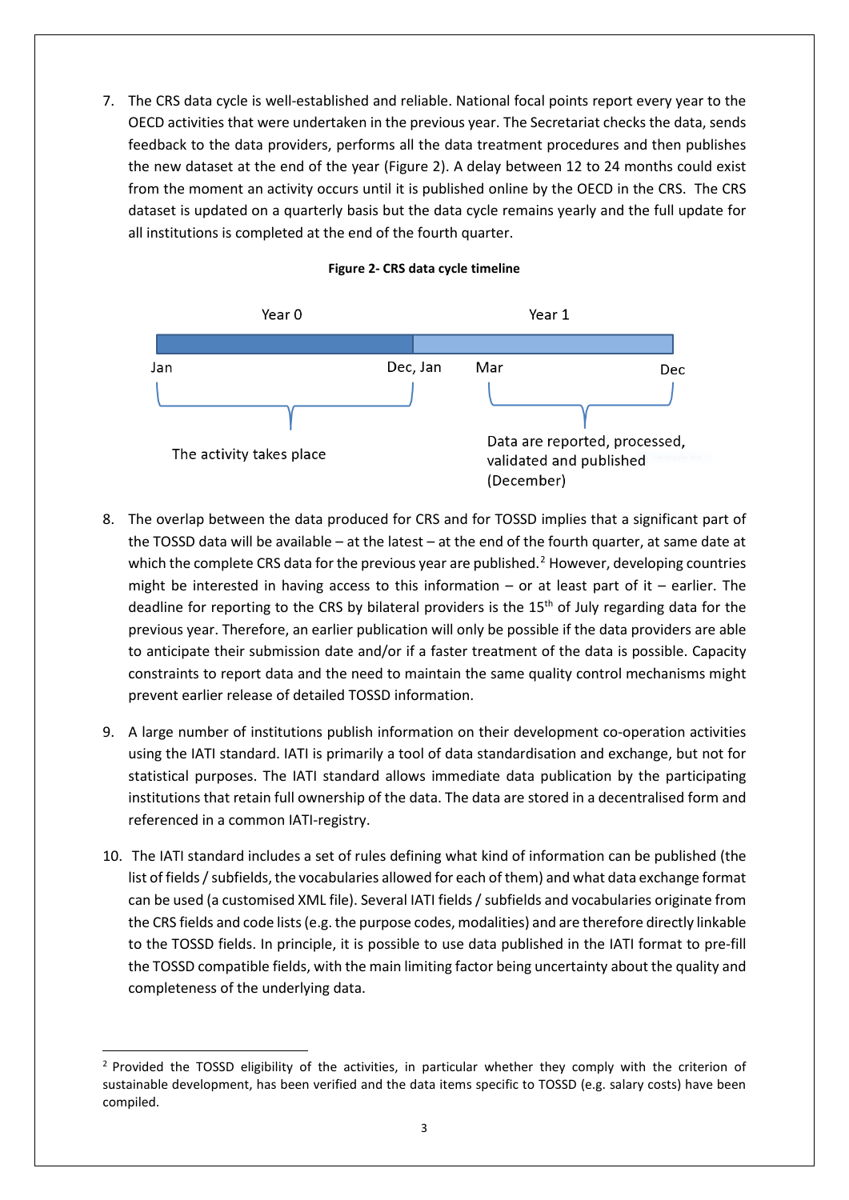7. The CRS data cycle is well-established and reliable. National focal points report every year to the OECD activities that were undertaken in the previous year. The Secretariat checks the data, sends feedback to the data providers, performs all the data treatment procedures and then publishes the new dataset at the end of the year (Figure 2). A delay between 12 to 24 months could exist from the moment an activity occurs until it is published online by the OECD in the CRS. The CRS dataset is updated on a quarterly basis but the data cycle remains yearly and the full update for all institutions is completed at the end of the fourth quarter.

**Figure 2- CRS data cycle timeline**

Year 0 — Jan to Dec: The activity takes place

Year 1 — Jan, Mar to Dec: Data are reported, processed, validated and published (December)

8. The overlap between the data produced for CRS and for TOSSD implies that a significant part of the TOSSD data will be available – at the latest – at the end of the fourth quarter, at same date at which the complete CRS data for the previous year are published.[2] However, developing countries might be interested in having access to this information – or at least part of it – earlier. The deadline for reporting to the CRS by bilateral providers is the 15th of July regarding data for the previous year. Therefore, an earlier publication will only be possible if the data providers are able to anticipate their submission date and/or if a faster treatment of the data is possible. Capacity constraints to report data and the need to maintain the same quality control mechanisms might prevent earlier release of detailed TOSSD information.

9. A large number of institutions publish information on their development co-operation activities using the IATI standard. IATI is primarily a tool of data standardisation and exchange, but not for statistical purposes. The IATI standard allows immediate data publication by the participating institutions that retain full ownership of the data. The data are stored in a decentralised form and referenced in a common IATI-registry.

10. The IATI standard includes a set of rules defining what kind of information can be published (the list of fields / subfields, the vocabularies allowed for each of them) and what data exchange format can be used (a customised XML file). Several IATI fields / subfields and vocabularies originate from the CRS fields and code lists (e.g. the purpose codes, modalities) and are therefore directly linkable to the TOSSD fields. In principle, it is possible to use data published in the IATI format to pre-fill the TOSSD compatible fields, with the main limiting factor being uncertainty about the quality and completeness of the underlying data.

---

[2] Provided the TOSSD eligibility of the activities, in particular whether they comply with the criterion of sustainable development, has been verified and the data items specific to TOSSD (e.g. salary costs) have been compiled.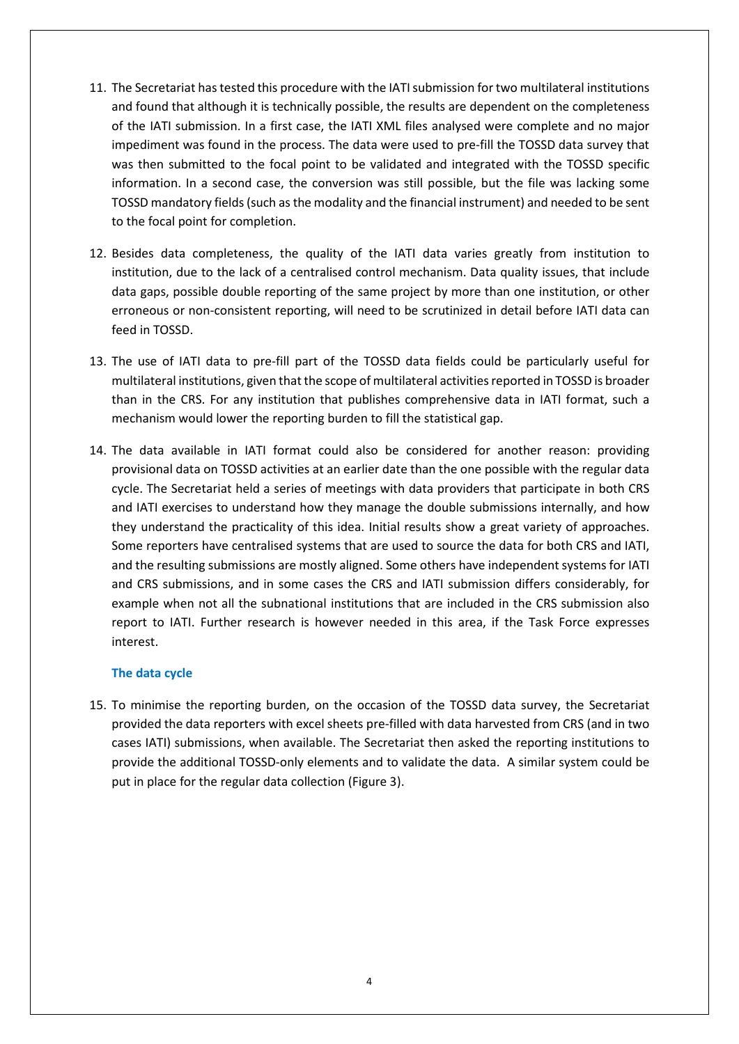11. The Secretariat has tested this procedure with the IATI submission for two multilateral institutions and found that although it is technically possible, the results are dependent on the completeness of the IATI submission. In a first case, the IATI XML files analysed were complete and no major impediment was found in the process. The data were used to pre-fill the TOSSD data survey that was then submitted to the focal point to be validated and integrated with the TOSSD specific information. In a second case, the conversion was still possible, but the file was lacking some TOSSD mandatory fields (such as the modality and the financial instrument) and needed to be sent to the focal point for completion.

12. Besides data completeness, the quality of the IATI data varies greatly from institution to institution, due to the lack of a centralised control mechanism. Data quality issues, that include data gaps, possible double reporting of the same project by more than one institution, or other erroneous or non-consistent reporting, will need to be scrutinized in detail before IATI data can feed in TOSSD.

13. The use of IATI data to pre-fill part of the TOSSD data fields could be particularly useful for multilateral institutions, given that the scope of multilateral activities reported in TOSSD is broader than in the CRS. For any institution that publishes comprehensive data in IATI format, such a mechanism would lower the reporting burden to fill the statistical gap.

14. The data available in IATI format could also be considered for another reason: providing provisional data on TOSSD activities at an earlier date than the one possible with the regular data cycle. The Secretariat held a series of meetings with data providers that participate in both CRS and IATI exercises to understand how they manage the double submissions internally, and how they understand the practicality of this idea. Initial results show a great variety of approaches. Some reporters have centralised systems that are used to source the data for both CRS and IATI, and the resulting submissions are mostly aligned. Some others have independent systems for IATI and CRS submissions, and in some cases the CRS and IATI submission differs considerably, for example when not all the subnational institutions that are included in the CRS submission also report to IATI. Further research is however needed in this area, if the Task Force expresses interest.

### The data cycle

15. To minimise the reporting burden, on the occasion of the TOSSD data survey, the Secretariat provided the data reporters with excel sheets pre-filled with data harvested from CRS (and in two cases IATI) submissions, when available. The Secretariat then asked the reporting institutions to provide the additional TOSSD-only elements and to validate the data. A similar system could be put in place for the regular data collection (Figure 3).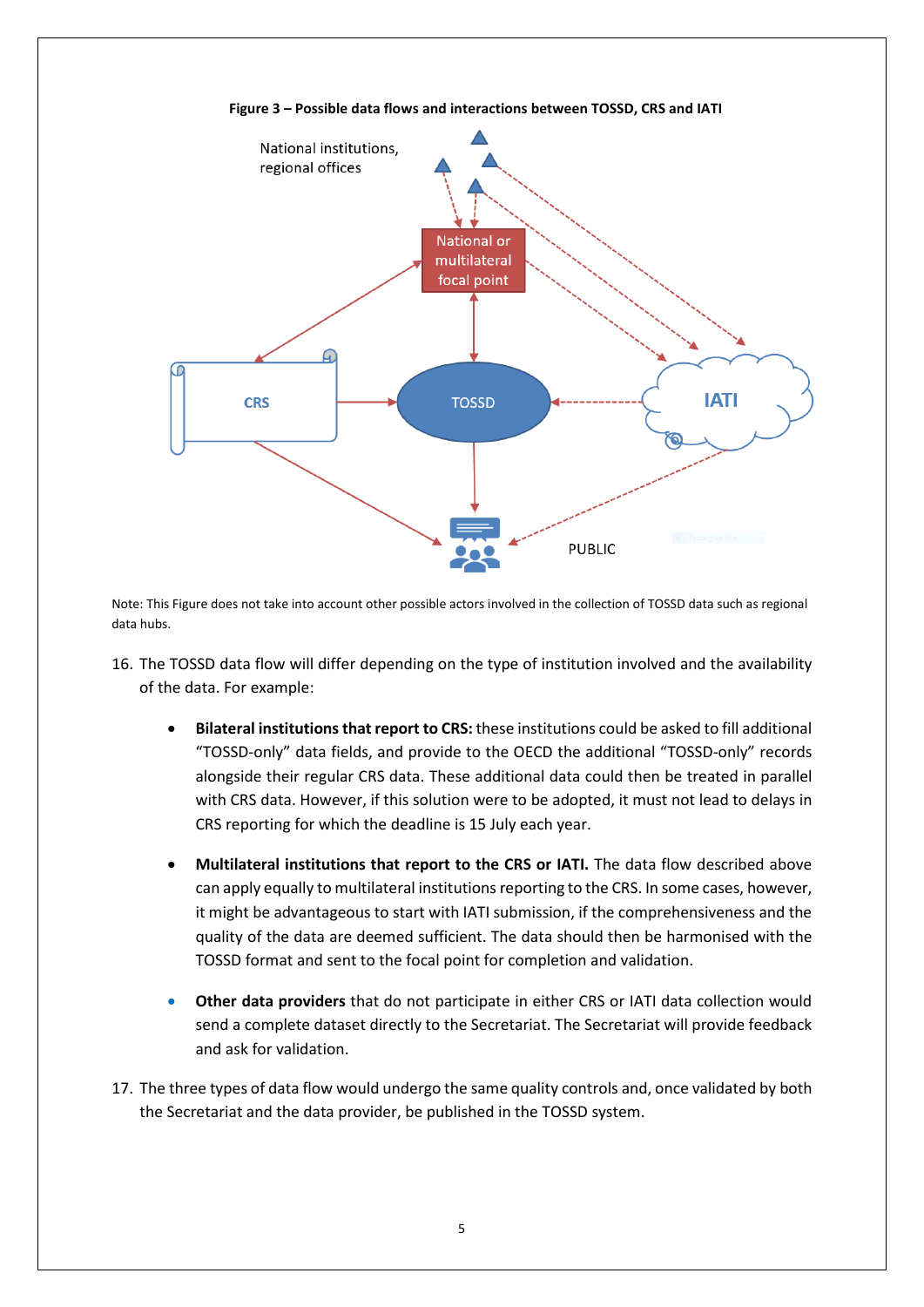**Figure 3 – Possible data flows and interactions between TOSSD, CRS and IATI**

National institutions, regional offices

National or multilateral focal point

CRS

TOSSD

IATI

PUBLIC

Note: This Figure does not take into account other possible actors involved in the collection of TOSSD data such as regional data hubs.

16. The TOSSD data flow will differ depending on the type of institution involved and the availability of the data. For example:

- **Bilateral institutions that report to CRS:** these institutions could be asked to fill additional "TOSSD-only" data fields, and provide to the OECD the additional "TOSSD-only" records alongside their regular CRS data. These additional data could then be treated in parallel with CRS data. However, if this solution were to be adopted, it must not lead to delays in CRS reporting for which the deadline is 15 July each year.

- **Multilateral institutions that report to the CRS or IATI.** The data flow described above can apply equally to multilateral institutions reporting to the CRS. In some cases, however, it might be advantageous to start with IATI submission, if the comprehensiveness and the quality of the data are deemed sufficient. The data should then be harmonised with the TOSSD format and sent to the focal point for completion and validation.

- **Other data providers** that do not participate in either CRS or IATI data collection would send a complete dataset directly to the Secretariat. The Secretariat will provide feedback and ask for validation.

17. The three types of data flow would undergo the same quality controls and, once validated by both the Secretariat and the data provider, be published in the TOSSD system.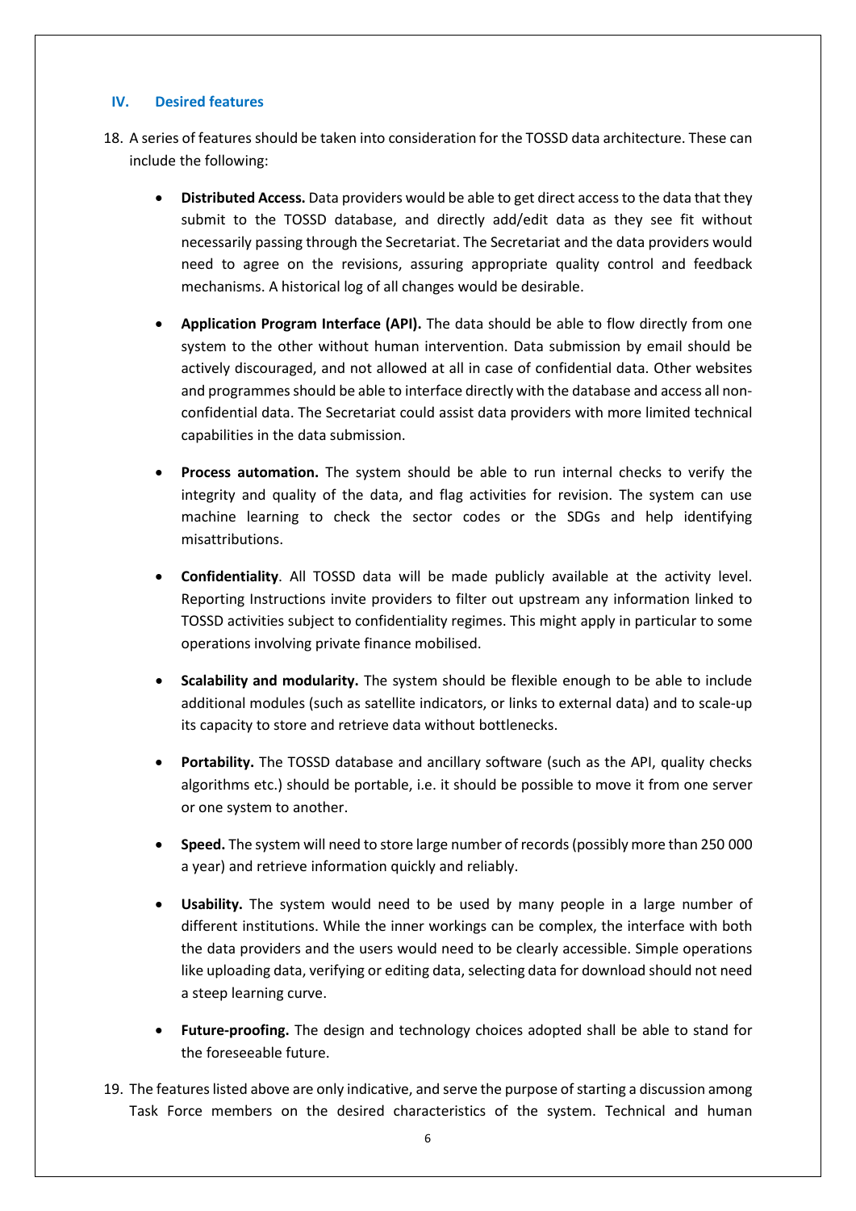## IV. Desired features

18. A series of features should be taken into consideration for the TOSSD data architecture. These can include the following:

    - **Distributed Access.** Data providers would be able to get direct access to the data that they submit to the TOSSD database, and directly add/edit data as they see fit without necessarily passing through the Secretariat. The Secretariat and the data providers would need to agree on the revisions, assuring appropriate quality control and feedback mechanisms. A historical log of all changes would be desirable.

    - **Application Program Interface (API).** The data should be able to flow directly from one system to the other without human intervention. Data submission by email should be actively discouraged, and not allowed at all in case of confidential data. Other websites and programmes should be able to interface directly with the database and access all non-confidential data. The Secretariat could assist data providers with more limited technical capabilities in the data submission.

    - **Process automation.** The system should be able to run internal checks to verify the integrity and quality of the data, and flag activities for revision. The system can use machine learning to check the sector codes or the SDGs and help identifying misattributions.

    - **Confidentiality**. All TOSSD data will be made publicly available at the activity level. Reporting Instructions invite providers to filter out upstream any information linked to TOSSD activities subject to confidentiality regimes. This might apply in particular to some operations involving private finance mobilised.

    - **Scalability and modularity.** The system should be flexible enough to be able to include additional modules (such as satellite indicators, or links to external data) and to scale-up its capacity to store and retrieve data without bottlenecks.

    - **Portability.** The TOSSD database and ancillary software (such as the API, quality checks algorithms etc.) should be portable, i.e. it should be possible to move it from one server or one system to another.

    - **Speed.** The system will need to store large number of records (possibly more than 250 000 a year) and retrieve information quickly and reliably.

    - **Usability.** The system would need to be used by many people in a large number of different institutions. While the inner workings can be complex, the interface with both the data providers and the users would need to be clearly accessible. Simple operations like uploading data, verifying or editing data, selecting data for download should not need a steep learning curve.

    - **Future-proofing.** The design and technology choices adopted shall be able to stand for the foreseeable future.

19. The features listed above are only indicative, and serve the purpose of starting a discussion among Task Force members on the desired characteristics of the system. Technical and human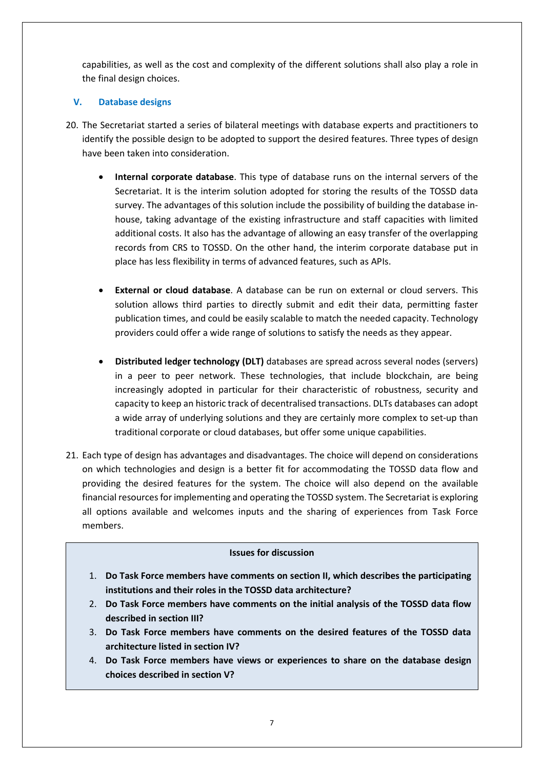capabilities, as well as the cost and complexity of the different solutions shall also play a role in the final design choices.

## V. Database designs

20. The Secretariat started a series of bilateral meetings with database experts and practitioners to identify the possible design to be adopted to support the desired features. Three types of design have been taken into consideration.

    - **Internal corporate database**. This type of database runs on the internal servers of the Secretariat. It is the interim solution adopted for storing the results of the TOSSD data survey. The advantages of this solution include the possibility of building the database in-house, taking advantage of the existing infrastructure and staff capacities with limited additional costs. It also has the advantage of allowing an easy transfer of the overlapping records from CRS to TOSSD. On the other hand, the interim corporate database put in place has less flexibility in terms of advanced features, such as APIs.

    - **External or cloud database**. A database can be run on external or cloud servers. This solution allows third parties to directly submit and edit their data, permitting faster publication times, and could be easily scalable to match the needed capacity. Technology providers could offer a wide range of solutions to satisfy the needs as they appear.

    - **Distributed ledger technology (DLT)** databases are spread across several nodes (servers) in a peer to peer network. These technologies, that include blockchain, are being increasingly adopted in particular for their characteristic of robustness, security and capacity to keep an historic track of decentralised transactions. DLTs databases can adopt a wide array of underlying solutions and they are certainly more complex to set-up than traditional corporate or cloud databases, but offer some unique capabilities.

21. Each type of design has advantages and disadvantages. The choice will depend on considerations on which technologies and design is a better fit for accommodating the TOSSD data flow and providing the desired features for the system. The choice will also depend on the available financial resources for implementing and operating the TOSSD system. The Secretariat is exploring all options available and welcomes inputs and the sharing of experiences from Task Force members.

**Issues for discussion**

1. **Do Task Force members have comments on section II, which describes the participating institutions and their roles in the TOSSD data architecture?**
2. **Do Task Force members have comments on the initial analysis of the TOSSD data flow described in section III?**
3. **Do Task Force members have comments on the desired features of the TOSSD data architecture listed in section IV?**
4. **Do Task Force members have views or experiences to share on the database design choices described in section V?**